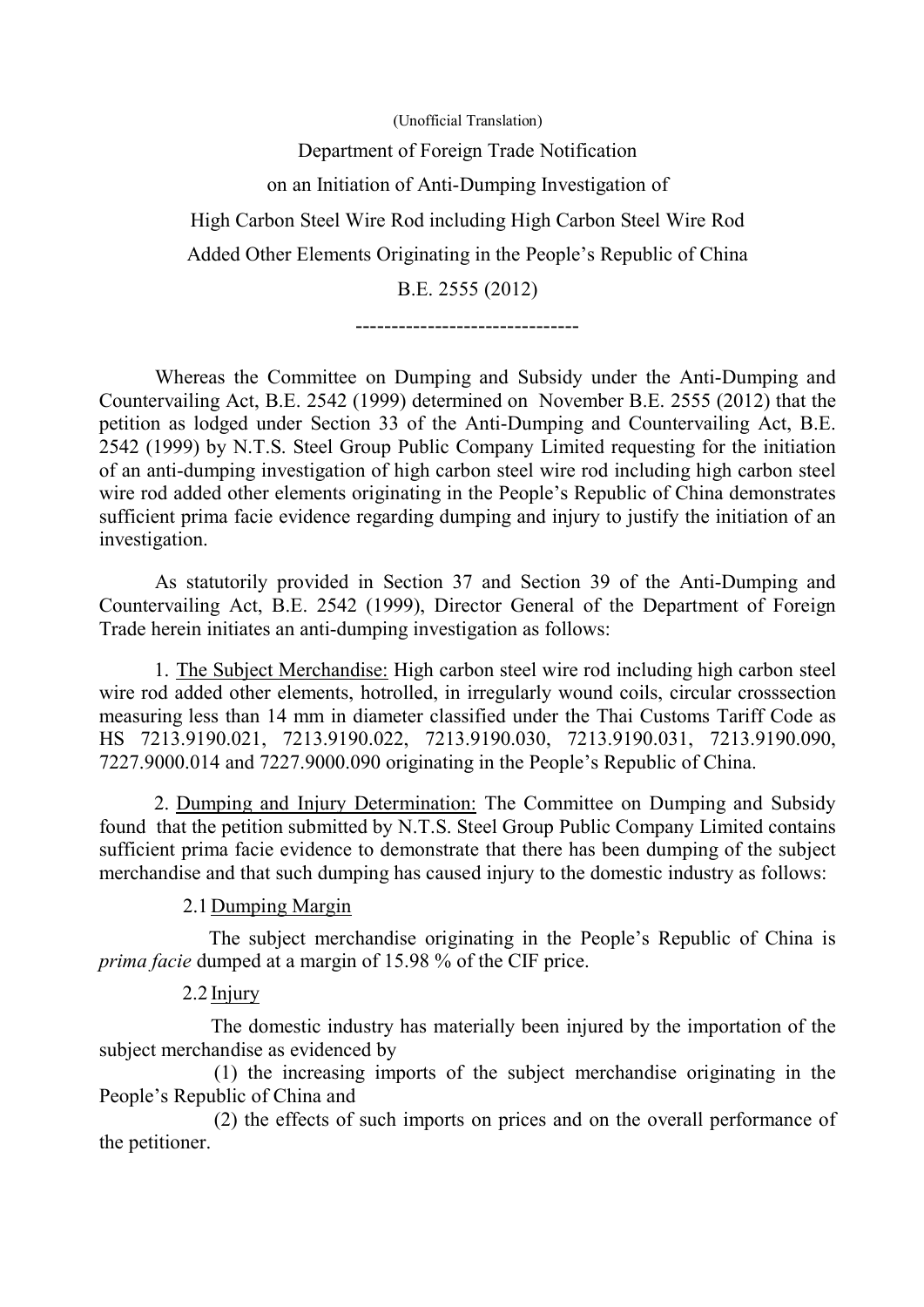(Unofficial Translation)

Department of Foreign Trade Notification

on an Initiation of Anti-Dumping Investigation of

High Carbon Steel Wire Rod including High Carbon Steel Wire Rod

Added Other Elements Originating in the People's Republic of China

B.E. 2555 (2012)

-------------------------------

Whereas the Committee on Dumping and Subsidy under the Anti-Dumping and Countervailing Act, B.E. 2542 (1999) determined on November B.E. 2555 (2012) that the petition as lodged under Section 33 of the Anti-Dumping and Countervailing Act, B.E. 2542 (1999) by N.T.S. Steel Group Public Company Limited requesting for the initiation of an anti-dumping investigation of high carbon steel wire rod including high carbon steel wire rod added other elements originating in the People's Republic of China demonstrates sufficient prima facie evidence regarding dumping and injury to justify the initiation of an investigation.

As statutorily provided in Section 37 and Section 39 of the Anti-Dumping and Countervailing Act, B.E. 2542 (1999), Director General of the Department of Foreign Trade herein initiates an anti-dumping investigation as follows:

1. <u>The Subject Merchandise:</u> High carbon steel wire rod including high carbon steel wire rod added other elements, hotrolled, in irregularly wound coils, circular crosssection measuring less than 14 mm in diameter classified under the Thai Customs Tariff Code as HS 7213.9190.021, 7213.9190.022, 7213.9190.030, 7213.9190.031, 7213.9190.090, 7227.9000.014 and 7227.9000.090 originating in the People's Republic of China.

2. <u>Dumping and Injury Determination:</u> The Committee on Dumping and Subsidy found that the petition submitted by N.T.S. Steel Group Public Company Limited contains sufficient prima facie evidence to demonstrate that there has been dumping of the subject merchandise and that such dumping has caused injury to the domestic industry as follows:

2.1 <u>Dumping Margin</u>

The subject merchandise originating in the People's Republic of China is *prima facie* dumped at a margin of 15.98 % of the CIF price.

2.2 <u>Injury</u>

The domestic industry has materially been injured by the importation of the subject merchandise as evidenced by

(1) the increasing imports of the subject merchandise originating in the People's Republic of China and

(2) the effects of such imports on prices and on the overall performance of the petitioner.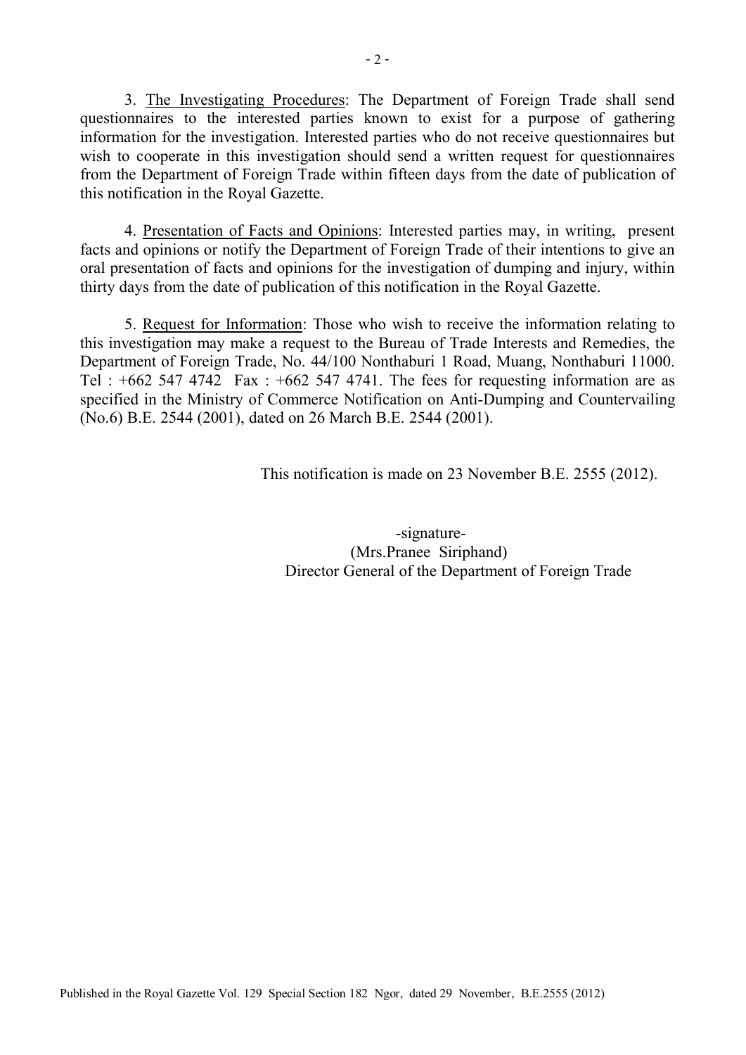3. <u>The Investigating Procedures</u>: The Department of Foreign Trade shall send questionnaires to the interested parties known to exist for a purpose of gathering information for the investigation. Interested parties who do not receive questionnaires but wish to cooperate in this investigation should send a written request for questionnaires from the Department of Foreign Trade within fifteen days from the date of publication of this notification in the Royal Gazette.

4. <u>Presentation of Facts and Opinions</u>: Interested parties may, in writing, present facts and opinions or notify the Department of Foreign Trade of their intentions to give an oral presentation of facts and opinions for the investigation of dumping and injury, within thirty days from the date of publication of this notification in the Royal Gazette.

5. <u>Request for Information</u>: Those who wish to receive the information relating to this investigation may make a request to the Bureau of Trade Interests and Remedies, the Department of Foreign Trade, No. 44/100 Nonthaburi 1 Road, Muang, Nonthaburi 11000. Tel : +662 547 4742 Fax : +662 547 4741. The fees for requesting information are as specified in the Ministry of Commerce Notification on Anti-Dumping and Countervailing (No.6) B.E. 2544 (2001), dated on 26 March B.E. 2544 (2001).

This notification is made on 23 November B.E. 2555 (2012).

-signature-
(Mrs.Pranee Siriphand)
Director General of the Department of Foreign Trade

Published in the Royal Gazette Vol. 129 Special Section 182 Ngor, dated 29 November, B.E.2555 (2012)